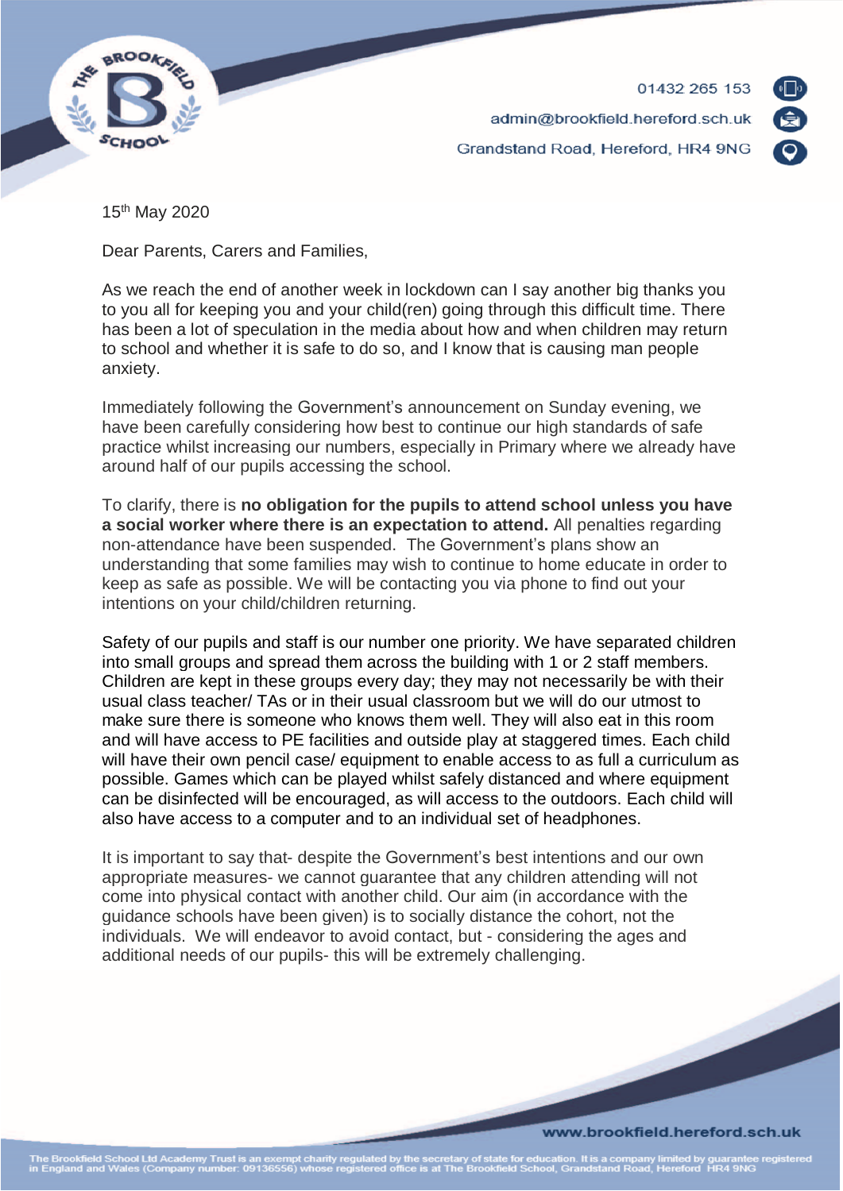01432 265 153

admin@brookfield.hereford.sch.uk

Grandstand Road, Hereford, HR4 9NG

15th May 2020

Dear Parents, Carers and Families,

As we reach the end of another week in lockdown can I say another big thanks you to you all for keeping you and your child(ren) going through this difficult time. There has been a lot of speculation in the media about how and when children may return to school and whether it is safe to do so, and I know that is causing man people anxiety.

Immediately following the Government's announcement on Sunday evening, we have been carefully considering how best to continue our high standards of safe practice whilst increasing our numbers, especially in Primary where we already have around half of our pupils accessing the school.

To clarify, there is **no obligation for the pupils to attend school unless you have a social worker where there is an expectation to attend.** All penalties regarding non-attendance have been suspended. The Government's plans show an understanding that some families may wish to continue to home educate in order to keep as safe as possible. We will be contacting you via phone to find out your intentions on your child/children returning.

Safety of our pupils and staff is our number one priority. We have separated children into small groups and spread them across the building with 1 or 2 staff members. Children are kept in these groups every day; they may not necessarily be with their usual class teacher/ TAs or in their usual classroom but we will do our utmost to make sure there is someone who knows them well. They will also eat in this room and will have access to PE facilities and outside play at staggered times. Each child will have their own pencil case/ equipment to enable access to as full a curriculum as possible. Games which can be played whilst safely distanced and where equipment can be disinfected will be encouraged, as will access to the outdoors. Each child will also have access to a computer and to an individual set of headphones.

It is important to say that- despite the Government's best intentions and our own appropriate measures- we cannot guarantee that any children attending will not come into physical contact with another child. Our aim (in accordance with the guidance schools have been given) is to socially distance the cohort, not the individuals. We will endeavor to avoid contact, but - considering the ages and additional needs of our pupils- this will be extremely challenging.

www.brookfield.hereford.sch.uk

The Brookfield School Ltd Academy Trust is an exempt charity regulated by the secretary of state for education. It is a company limited by guarantee registered in England and Wales (Company number: 09136556) whose registered office is at The Brookfield School, Grandstand Road, Hereford HR4 9NG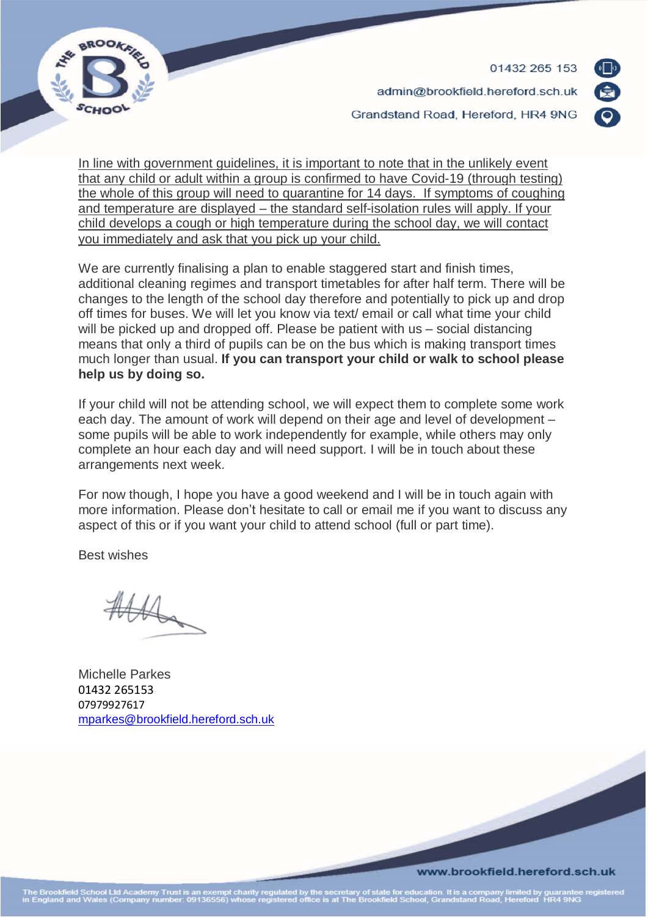In line with government guidelines, it is important to note that in the unlikely event that any child or adult within a group is confirmed to have Covid-19 (through testing) the whole of this group will need to quarantine for 14 days. If symptoms of coughing and temperature are displayed – the standard self-isolation rules will apply. If your child develops a cough or high temperature during the school day, we will contact you immediately and ask that you pick up your child.

We are currently finalising a plan to enable staggered start and finish times, additional cleaning regimes and transport timetables for after half term. There will be changes to the length of the school day therefore and potentially to pick up and drop off times for buses. We will let you know via text/ email or call what time your child will be picked up and dropped off. Please be patient with us – social distancing means that only a third of pupils can be on the bus which is making transport times much longer than usual. **If you can transport your child or walk to school please help us by doing so.**

If your child will not be attending school, we will expect them to complete some work each day. The amount of work will depend on their age and level of development – some pupils will be able to work independently for example, while others may only complete an hour each day and will need support. I will be in touch about these arrangements next week.

For now though, I hope you have a good weekend and I will be in touch again with more information. Please don't hesitate to call or email me if you want to discuss any aspect of this or if you want your child to attend school (full or part time).

Best wishes

Michelle Parkes
01432 265153
07979927617
mparkes@brookfield.hereford.sch.uk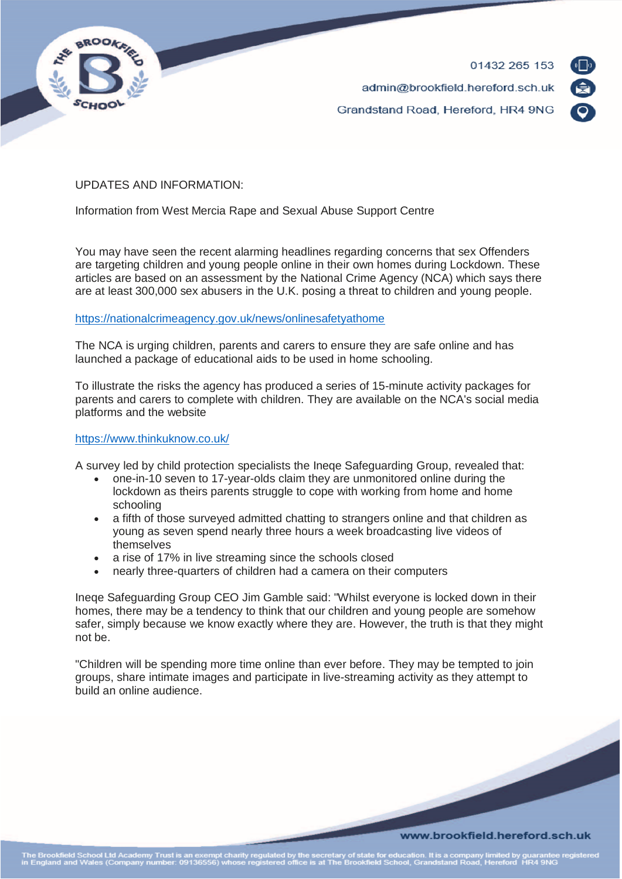UPDATES AND INFORMATION:

Information from West Mercia Rape and Sexual Abuse Support Centre

You may have seen the recent alarming headlines regarding concerns that sex Offenders are targeting children and young people online in their own homes during Lockdown. These articles are based on an assessment by the National Crime Agency (NCA) which says there are at least 300,000 sex abusers in the U.K. posing a threat to children and young people.

https://nationalcrimeagency.gov.uk/news/onlinesafetyathome

The NCA is urging children, parents and carers to ensure they are safe online and has launched a package of educational aids to be used in home schooling.

To illustrate the risks the agency has produced a series of 15-minute activity packages for parents and carers to complete with children. They are available on the NCA's social media platforms and the website

https://www.thinkuknow.co.uk/

A survey led by child protection specialists the Ineqe Safeguarding Group, revealed that:

- one-in-10 seven to 17-year-olds claim they are unmonitored online during the lockdown as theirs parents struggle to cope with working from home and home schooling
- a fifth of those surveyed admitted chatting to strangers online and that children as young as seven spend nearly three hours a week broadcasting live videos of themselves
- a rise of 17% in live streaming since the schools closed
- nearly three-quarters of children had a camera on their computers

Ineqe Safeguarding Group CEO Jim Gamble said: "Whilst everyone is locked down in their homes, there may be a tendency to think that our children and young people are somehow safer, simply because we know exactly where they are. However, the truth is that they might not be.

"Children will be spending more time online than ever before. They may be tempted to join groups, share intimate images and participate in live-streaming activity as they attempt to build an online audience.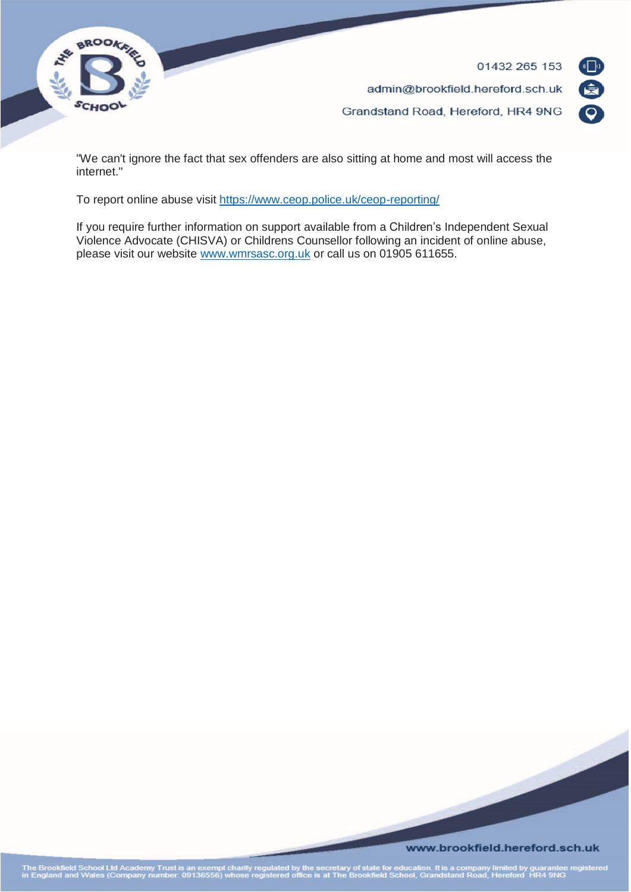"We can't ignore the fact that sex offenders are also sitting at home and most will access the internet."

To report online abuse visit https://www.ceop.police.uk/ceop-reporting/

If you require further information on support available from a Children's Independent Sexual Violence Advocate (CHISVA) or Childrens Counsellor following an incident of online abuse, please visit our website www.wmrsasc.org.uk or call us on 01905 611655.